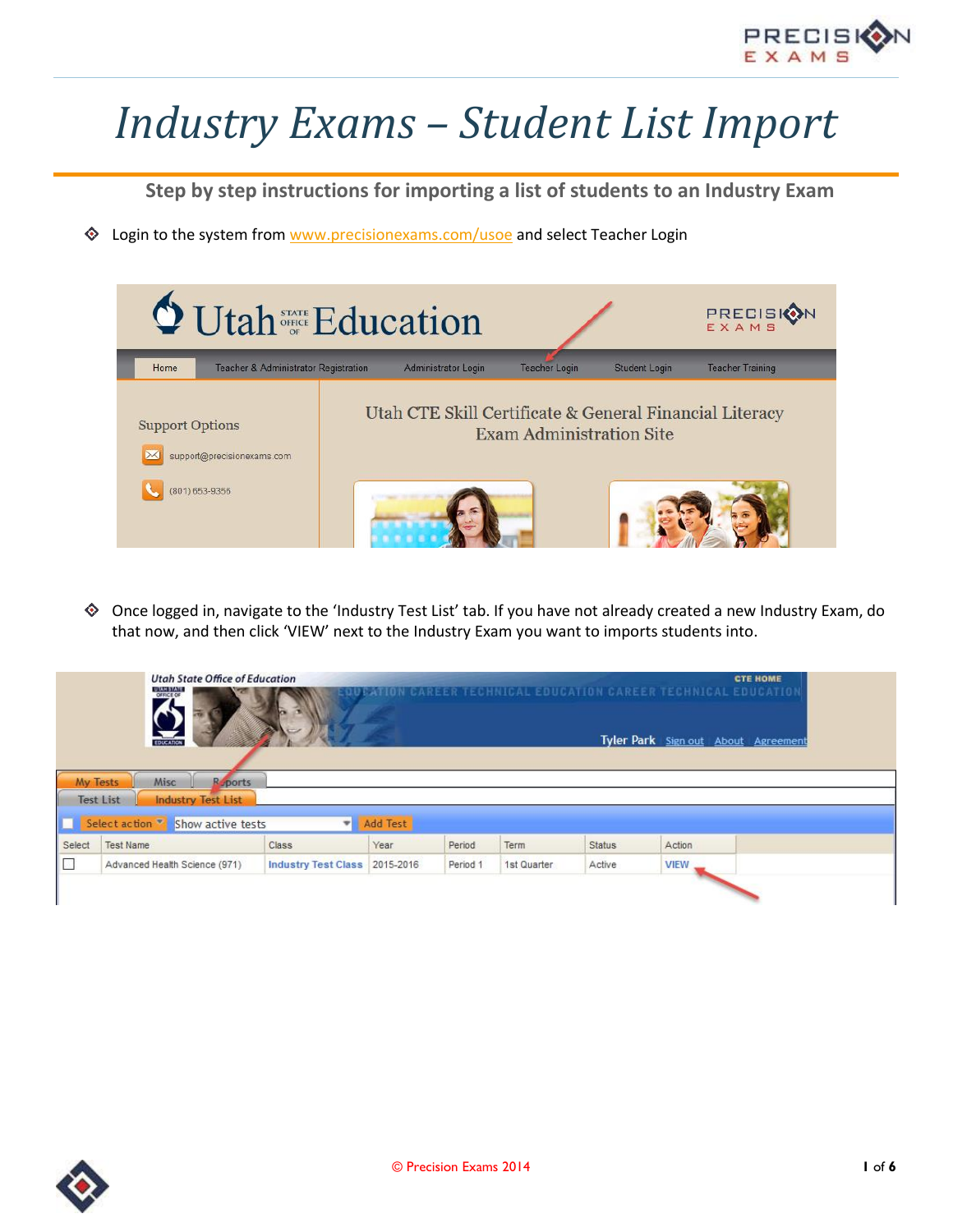# Industry Exams – Student List Import

**Step by step instructions for importing a list of students to an Industry Exam**

- Login to the system from www.precisionexams.com/usoe and select Teacher Login

- Once logged in, navigate to the 'Industry Test List' tab. If you have not already created a new Industry Exam, do that now, and then click 'VIEW' next to the Industry Exam you want to imports students into.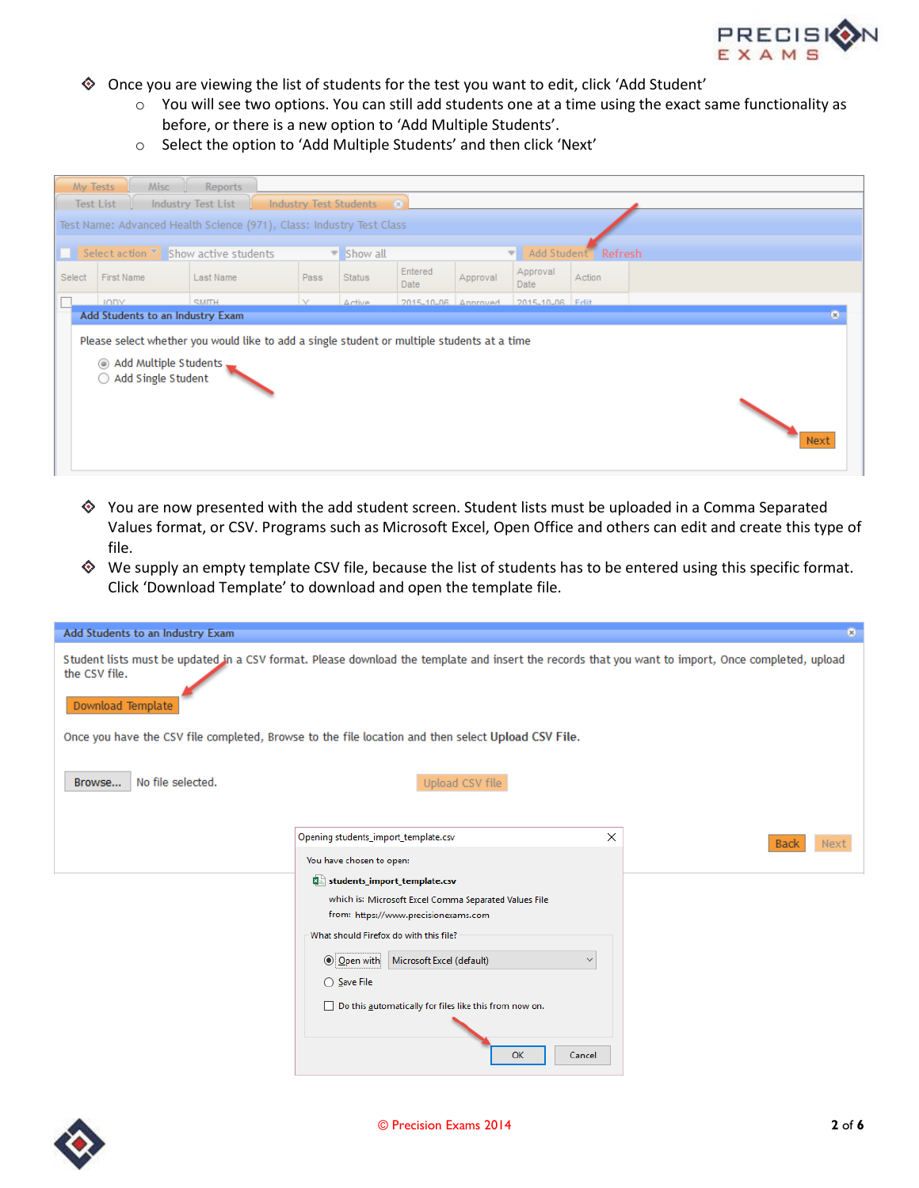- Once you are viewing the list of students for the test you want to edit, click ‘Add Student’
  - You will see two options. You can still add students one at a time using the exact same functionality as before, or there is a new option to ‘Add Multiple Students’.
  - Select the option to ‘Add Multiple Students’ and then click ‘Next’

- You are now presented with the add student screen. Student lists must be uploaded in a Comma Separated Values format, or CSV. Programs such as Microsoft Excel, Open Office and others can edit and create this type of file.
- We supply an empty template CSV file, because the list of students has to be entered using this specific format. Click ‘Download Template’ to download and open the template file.

© Precision Exams 2014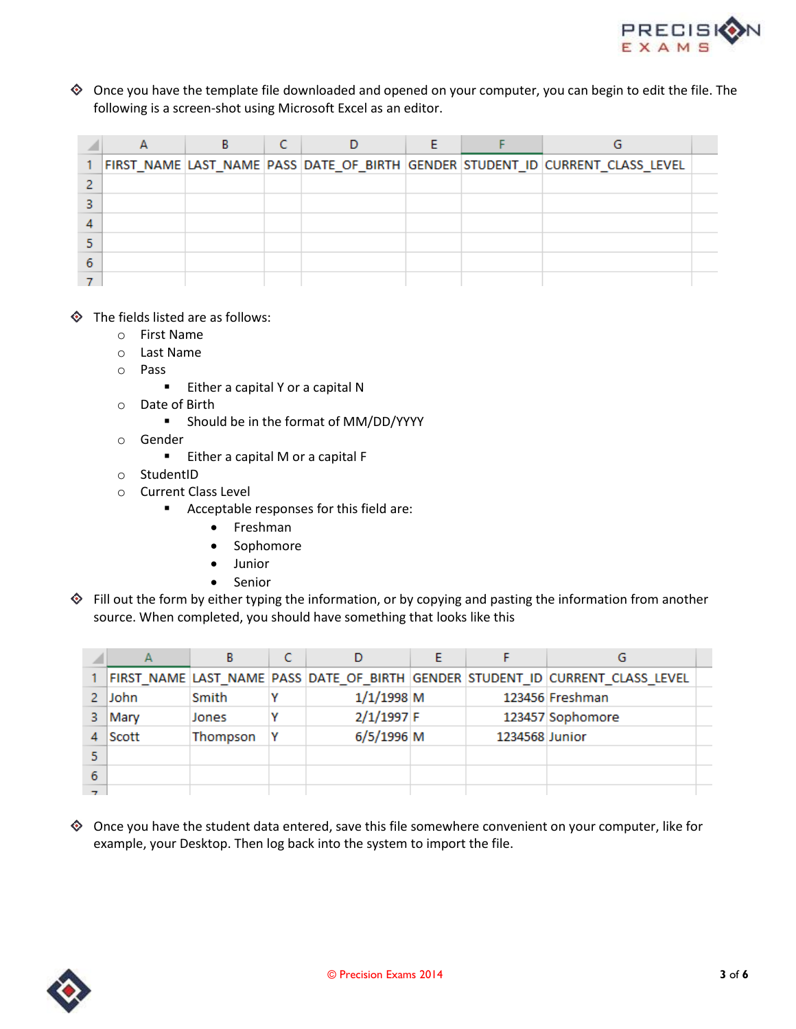- Once you have the template file downloaded and opened on your computer, you can begin to edit the file. The following is a screen-shot using Microsoft Excel as an editor.

| | A | B | C | D | E | F | G |
|---|---|---|---|---|---|---|---|
| 1 | FIRST_NAME | LAST_NAME | PASS | DATE_OF_BIRTH | GENDER | STUDENT_ID | CURRENT_CLASS_LEVEL |
| 2 | | | | | | | |
| 3 | | | | | | | |
| 4 | | | | | | | |
| 5 | | | | | | | |
| 6 | | | | | | | |
| 7 | | | | | | | |

- The fields listed are as follows:
  - First Name
  - Last Name
  - Pass
    - Either a capital Y or a capital N
  - Date of Birth
    - Should be in the format of MM/DD/YYYY
  - Gender
    - Either a capital M or a capital F
  - StudentID
  - Current Class Level
    - Acceptable responses for this field are:
      - Freshman
      - Sophomore
      - Junior
      - Senior
- Fill out the form by either typing the information, or by copying and pasting the information from another source. When completed, you should have something that looks like this

| | A | B | C | D | E | F | G |
|---|---|---|---|---|---|---|---|
| 1 | FIRST_NAME | LAST_NAME | PASS | DATE_OF_BIRTH | GENDER | STUDENT_ID | CURRENT_CLASS_LEVEL |
| 2 | John | Smith | Y | 1/1/1998 | M | 123456 | Freshman |
| 3 | Mary | Jones | Y | 2/1/1997 | F | 123457 | Sophomore |
| 4 | Scott | Thompson | Y | 6/5/1996 | M | 1234568 | Junior |
| 5 | | | | | | | |
| 6 | | | | | | | |
| 7 | | | | | | | |

- Once you have the student data entered, save this file somewhere convenient on your computer, like for example, your Desktop. Then log back into the system to import the file.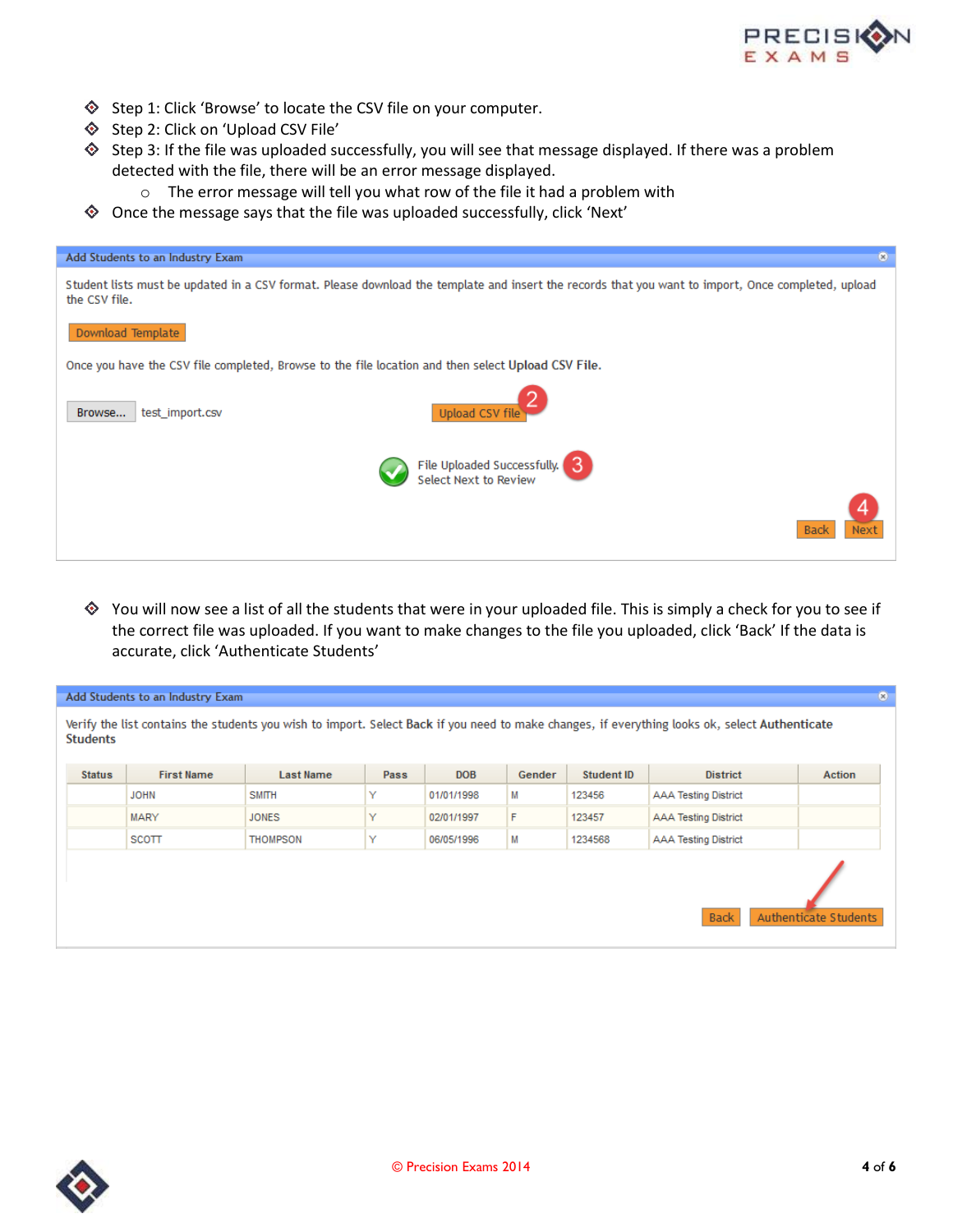- Step 1: Click 'Browse' to locate the CSV file on your computer.
- Step 2: Click on 'Upload CSV File'
- Step 3: If the file was uploaded successfully, you will see that message displayed. If there was a problem detected with the file, there will be an error message displayed.
  - The error message will tell you what row of the file it had a problem with
- Once the message says that the file was uploaded successfully, click 'Next'

Add Students to an Industry Exam

Student lists must be updated in a CSV format. Please download the template and insert the records that you want to import, Once completed, upload the CSV file.

Download Template

Once you have the CSV file completed, Browse to the file location and then select **Upload CSV File.**

Browse... test_import.csv

Upload CSV file 2

File Uploaded Successfully. 3
Select Next to Review

Back Next 4

- You will now see a list of all the students that were in your uploaded file. This is simply a check for you to see if the correct file was uploaded. If you want to make changes to the file you uploaded, click 'Back' If the data is accurate, click 'Authenticate Students'

Add Students to an Industry Exam

Verify the list contains the students you wish to import. Select **Back** if you need to make changes, if everything looks ok, select **Authenticate Students**

| Status | First Name | Last Name | Pass | DOB | Gender | Student ID | District | Action |
|---|---|---|---|---|---|---|---|---|
| | JOHN | SMITH | Y | 01/01/1998 | M | 123456 | AAA Testing District | |
| | MARY | JONES | Y | 02/01/1997 | F | 123457 | AAA Testing District | |
| | SCOTT | THOMPSON | Y | 06/05/1996 | M | 1234568 | AAA Testing District | |

Back Authenticate Students

© Precision Exams 2014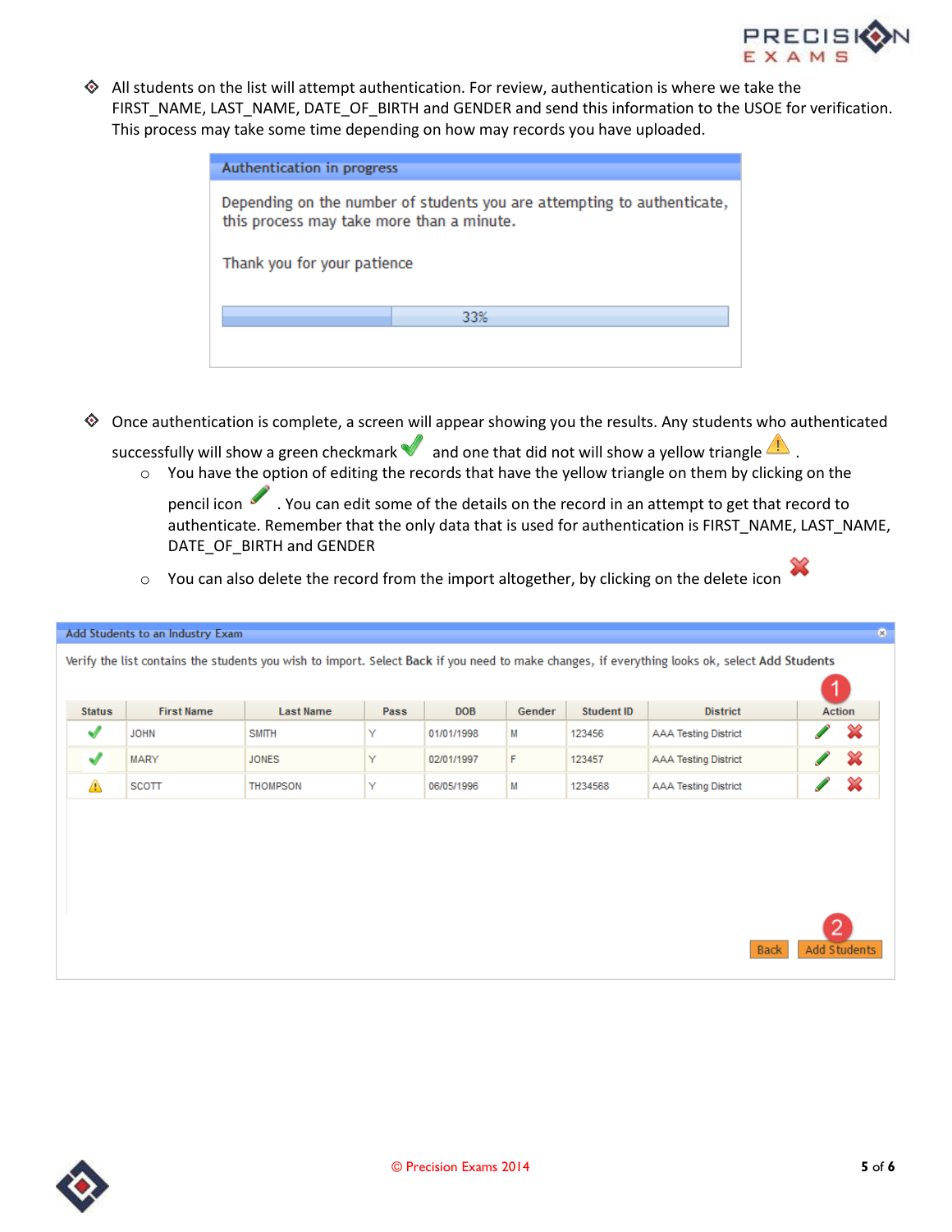- All students on the list will attempt authentication. For review, authentication is where we take the FIRST_NAME, LAST_NAME, DATE_OF_BIRTH and GENDER and send this information to the USOE for verification. This process may take some time depending on how may records you have uploaded.

**Authentication in progress**

Depending on the number of students you are attempting to authenticate, this process may take more than a minute.

Thank you for your patience

33%

- Once authentication is complete, a screen will appear showing you the results. Any students who authenticated successfully will show a green checkmark ✔ and one that did not will show a yellow triangle ⚠ .
  - You have the option of editing the records that have the yellow triangle on them by clicking on the pencil icon ✎ . You can edit some of the details on the record in an attempt to get that record to authenticate. Remember that the only data that is used for authentication is FIRST_NAME, LAST_NAME, DATE_OF_BIRTH and GENDER
  - You can also delete the record from the import altogether, by clicking on the delete icon ✖

**Add Students to an Industry Exam**

Verify the list contains the students you wish to import. Select **Back** if you need to make changes, if everything looks ok, select **Add Students**

| Status | First Name | Last Name | Pass | DOB | Gender | Student ID | District | Action (1) |
|---|---|---|---|---|---|---|---|---|
| ✔ | JOHN | SMITH | Y | 01/01/1998 | M | 123456 | AAA Testing District | ✎ ✖ |
| ✔ | MARY | JONES | Y | 02/01/1997 | F | 123457 | AAA Testing District | ✎ ✖ |
| ⚠ | SCOTT | THOMPSON | Y | 06/05/1996 | M | 1234568 | AAA Testing District | ✎ ✖ |

Back | (2) Add Students

© Precision Exams 2014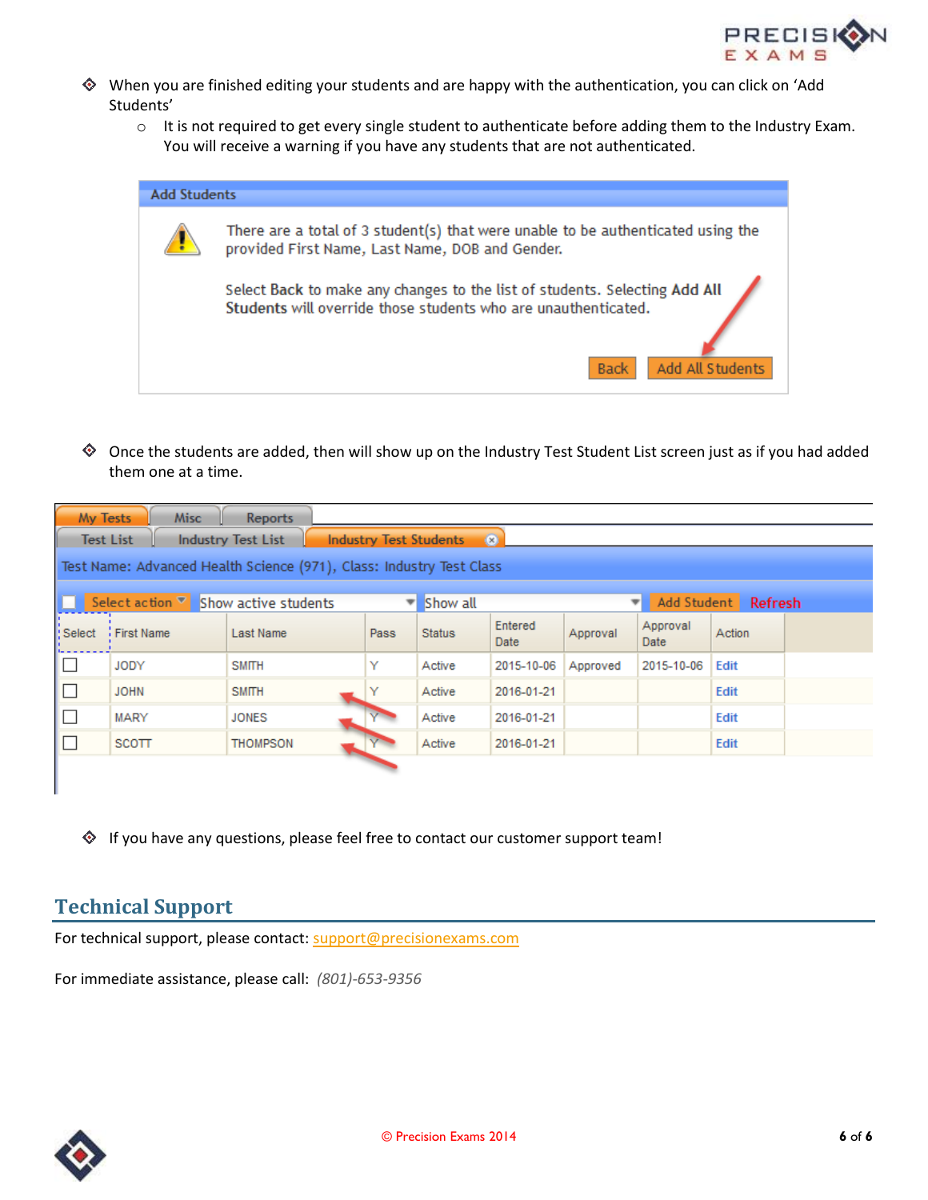- When you are finished editing your students and are happy with the authentication, you can click on 'Add Students'
    - It is not required to get every single student to authenticate before adding them to the Industry Exam. You will receive a warning if you have any students that are not authenticated.

**Add Students**

There are a total of 3 student(s) that were unable to be authenticated using the provided First Name, Last Name, DOB and Gender.

Select **Back** to make any changes to the list of students. Selecting **Add All Students** will override those students who are unauthenticated.

Back | Add All Students

- Once the students are added, then will show up on the Industry Test Student List screen just as if you had added them one at a time.

My Tests | Misc | Reports

Test List | Industry Test List | Industry Test Students

Test Name: Advanced Health Science (971), Class: Industry Test Class

Select action | Show active students | Show all | Add Student | Refresh

| Select | First Name | Last Name | Pass | Status | Entered Date | Approval | Approval Date | Action |
|---|---|---|---|---|---|---|---|---|
| ☐ | JODY | SMITH | Y | Active | 2015-10-06 | Approved | 2015-10-06 | Edit |
| ☐ | JOHN | SMITH | Y | Active | 2016-01-21 | | | Edit |
| ☐ | MARY | JONES | Y | Active | 2016-01-21 | | | Edit |
| ☐ | SCOTT | THOMPSON | Y | Active | 2016-01-21 | | | Edit |

- If you have any questions, please feel free to contact our customer support team!

## Technical Support

For technical support, please contact: support@precisionexams.com

For immediate assistance, please call: *(801)-653-9356*

© Precision Exams 2014